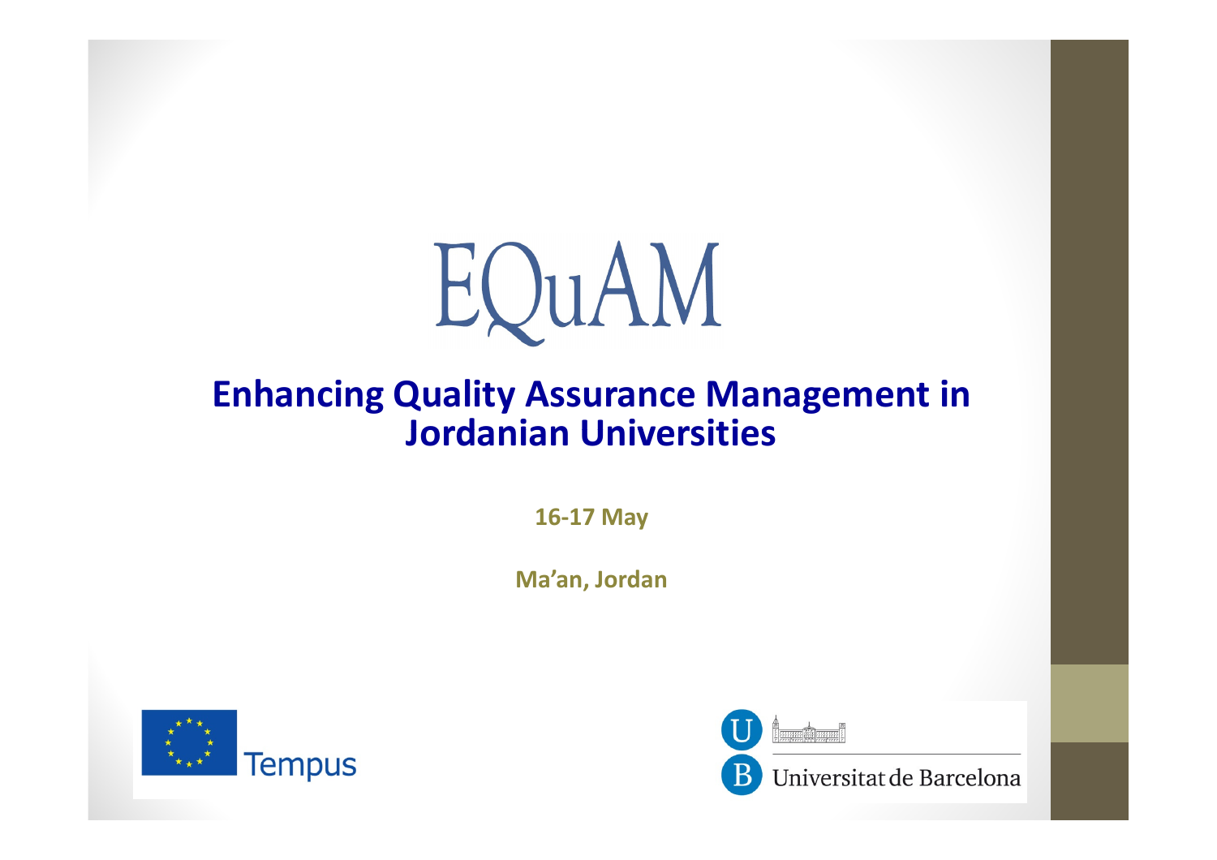# EQuAM

## Enhancing Quality Assurance Management in Jordanian Universities

**16-17 May**

**Ma'an, Jordan**

Tempus

Universitat de Barcelona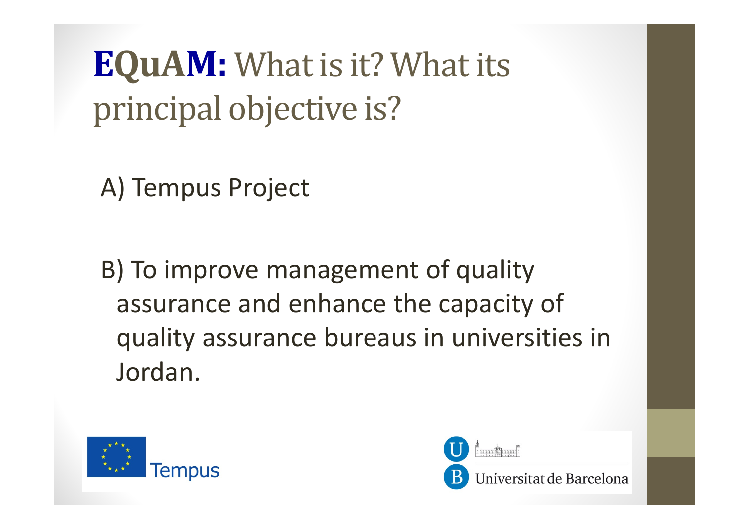# **EQuAM:** What is it? What its principal objective is?

A) Tempus Project

B) To improve management of quality assurance and enhance the capacity of quality assurance bureaus in universities in Jordan.

Tempus

Universitat de Barcelona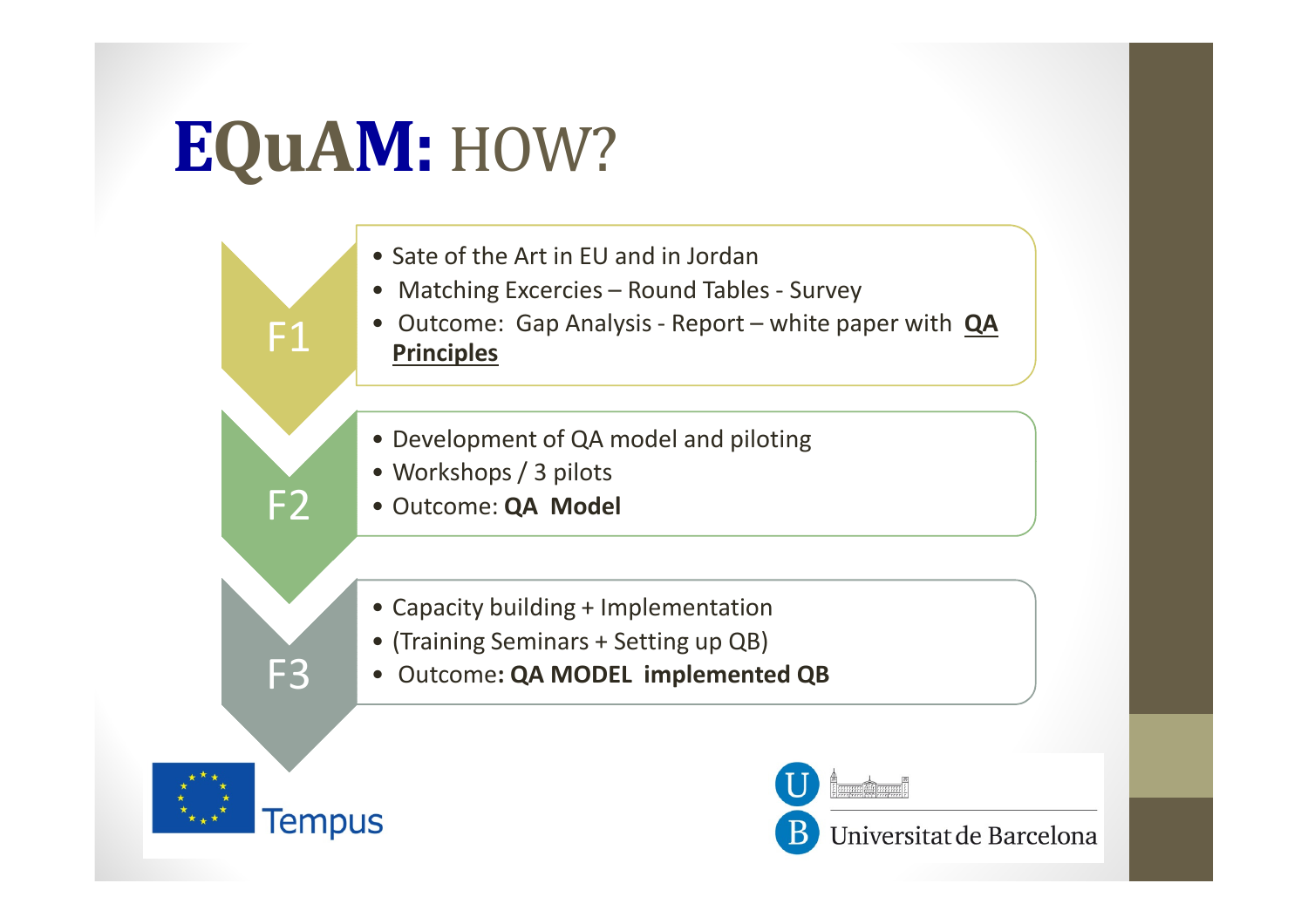# **EQuAM:** HOW?

**F1**

- Sate of the Art in EU and in Jordan
- Matching Excercies – Round Tables - Survey
- Outcome: Gap Analysis - Report – white paper with **QA Principles**

**F2**

- Development of QA model and piloting
- Workshops / 3 pilots
- Outcome: **QA Model**

**F3**

- Capacity building + Implementation
- (Training Seminars + Setting up QB)
- Outcome**: QA MODEL implemented QB**

Tempus

Universitat de Barcelona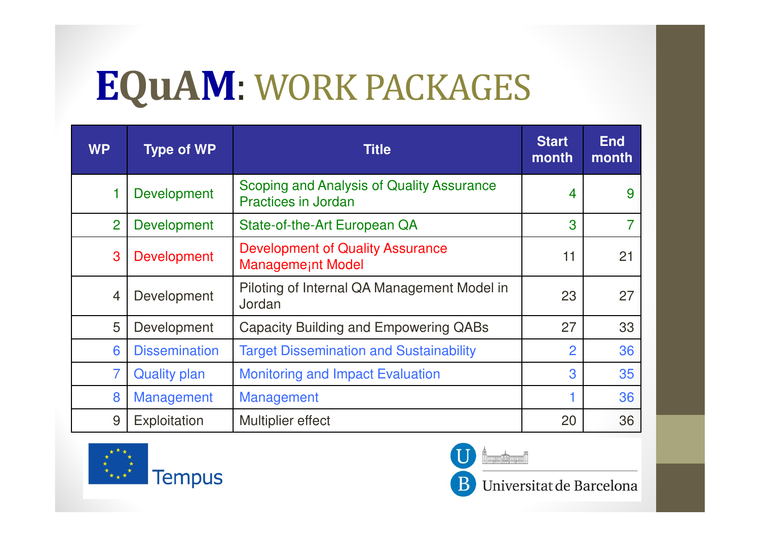# **EQuAM**: WORK PACKAGES

| WP | Type of WP | Title | Start month | End month |
|---|---|---|---|---|
| 1 | Development | Scoping and Analysis of Quality Assurance Practices in Jordan | 4 | 9 |
| 2 | Development | State-of-the-Art European QA | 3 | 7 |
| 3 | Development | Development of Quality Assurance Manageme¡nt Model | 11 | 21 |
| 4 | Development | Piloting of Internal QA Management Model in Jordan | 23 | 27 |
| 5 | Development | Capacity Building and Empowering QABs | 27 | 33 |
| 6 | Dissemination | Target Dissemination and Sustainability | 2 | 36 |
| 7 | Quality plan | Monitoring and Impact Evaluation | 3 | 35 |
| 8 | Management | Management | 1 | 36 |
| 9 | Exploitation | Multiplier effect | 20 | 36 |

Tempus

Universitat de Barcelona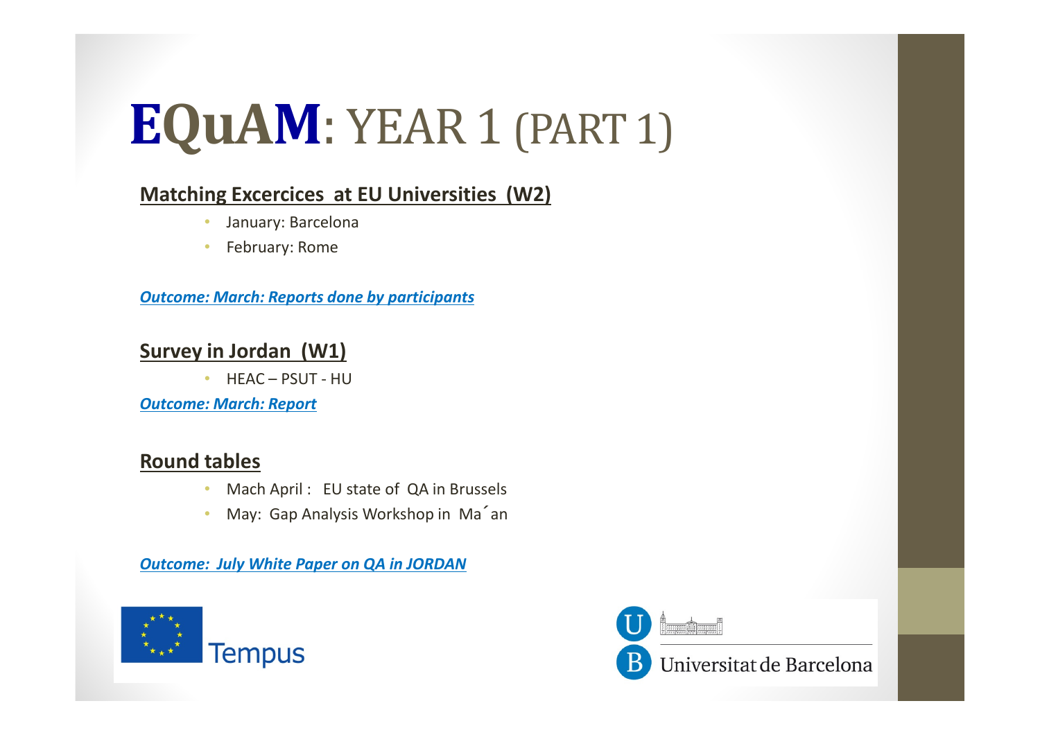# EQuAM: YEAR 1 (PART 1)

**Matching Excercices at EU Universities (W2)**

- January: Barcelona
- February: Rome

***Outcome: March: Reports done by participants***

**Survey in Jordan (W1)**

- HEAC – PSUT - HU

***Outcome: March: Report***

**Round tables**

- Mach April : EU state of QA in Brussels
- May: Gap Analysis Workshop in Ma´an

***Outcome: July White Paper on QA in JORDAN***

Tempus

Universitat de Barcelona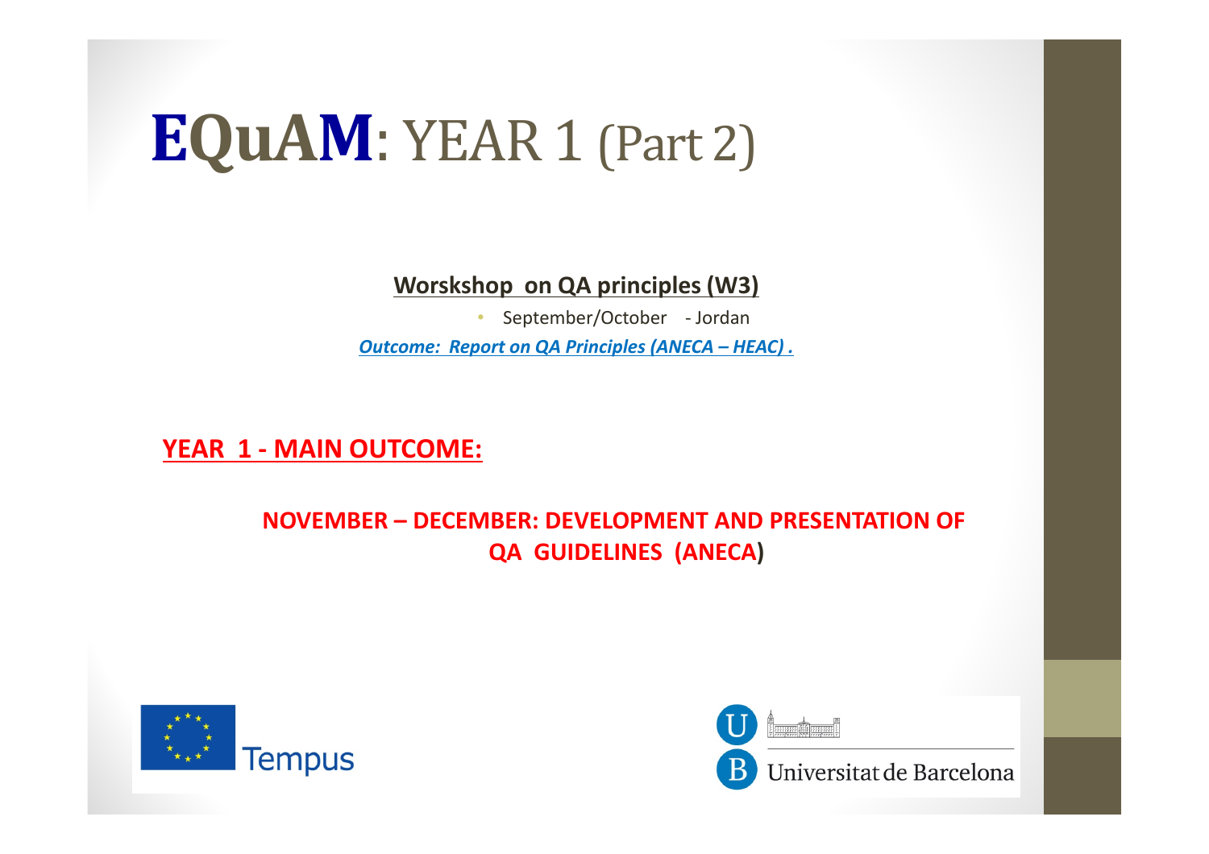# **EQuAM**: YEAR 1 (Part 2)

**Worskshop on QA principles (W3)**

- September/October - Jordan

***Outcome: Report on QA Principles (ANECA – HEAC) .***

**YEAR 1 - MAIN OUTCOME:**

**NOVEMBER – DECEMBER: DEVELOPMENT AND PRESENTATION OF QA GUIDELINES (ANECA)**

Tempus

Universitat de Barcelona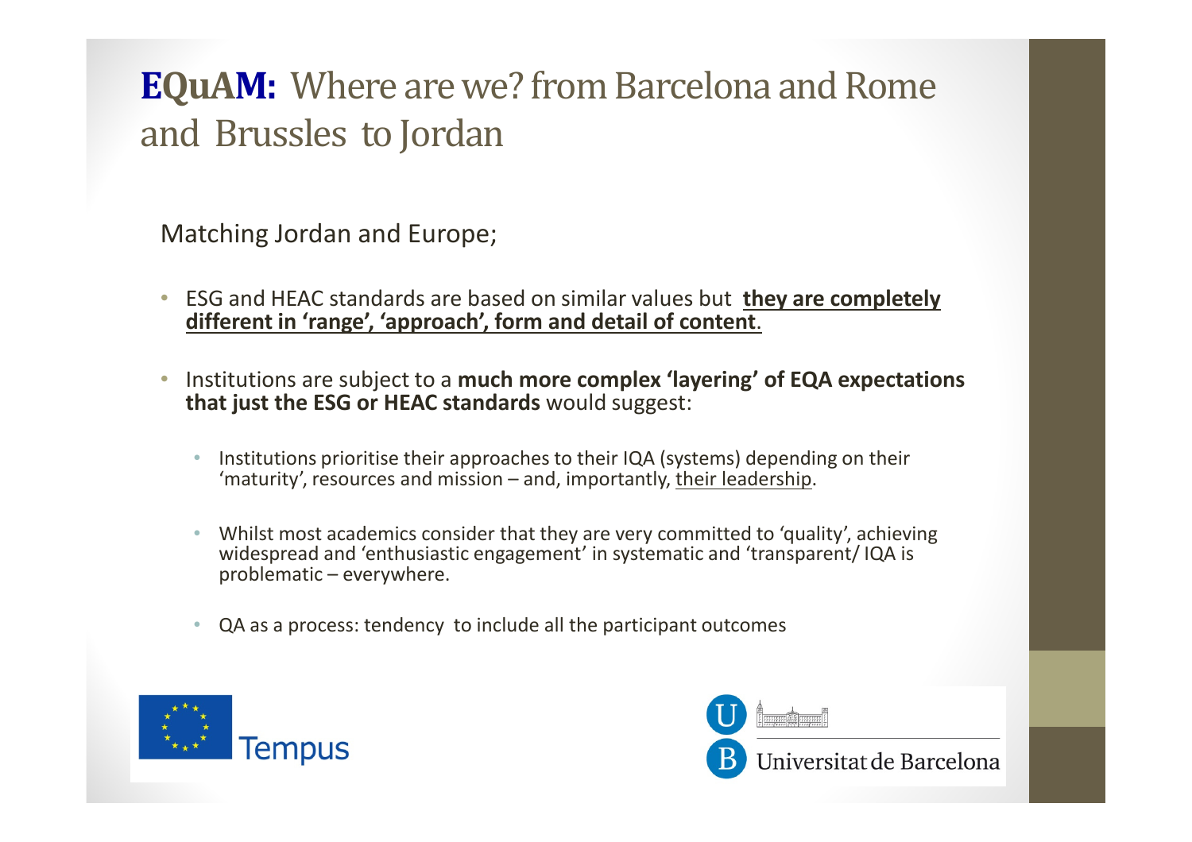# **EQuAM:** Where are we? from Barcelona and Rome and Brussles to Jordan

Matching Jordan and Europe;

- ESG and HEAC standards are based on similar values but **they are completely different in 'range', 'approach', form and detail of content**.
- Institutions are subject to a **much more complex 'layering' of EQA expectations that just the ESG or HEAC standards** would suggest:
  - Institutions prioritise their approaches to their IQA (systems) depending on their 'maturity', resources and mission – and, importantly, their leadership.
  - Whilst most academics consider that they are very committed to 'quality', achieving widespread and 'enthusiastic engagement' in systematic and 'transparent/ IQA is problematic – everywhere.
  - QA as a process: tendency to include all the participant outcomes

Tempus

Universitat de Barcelona